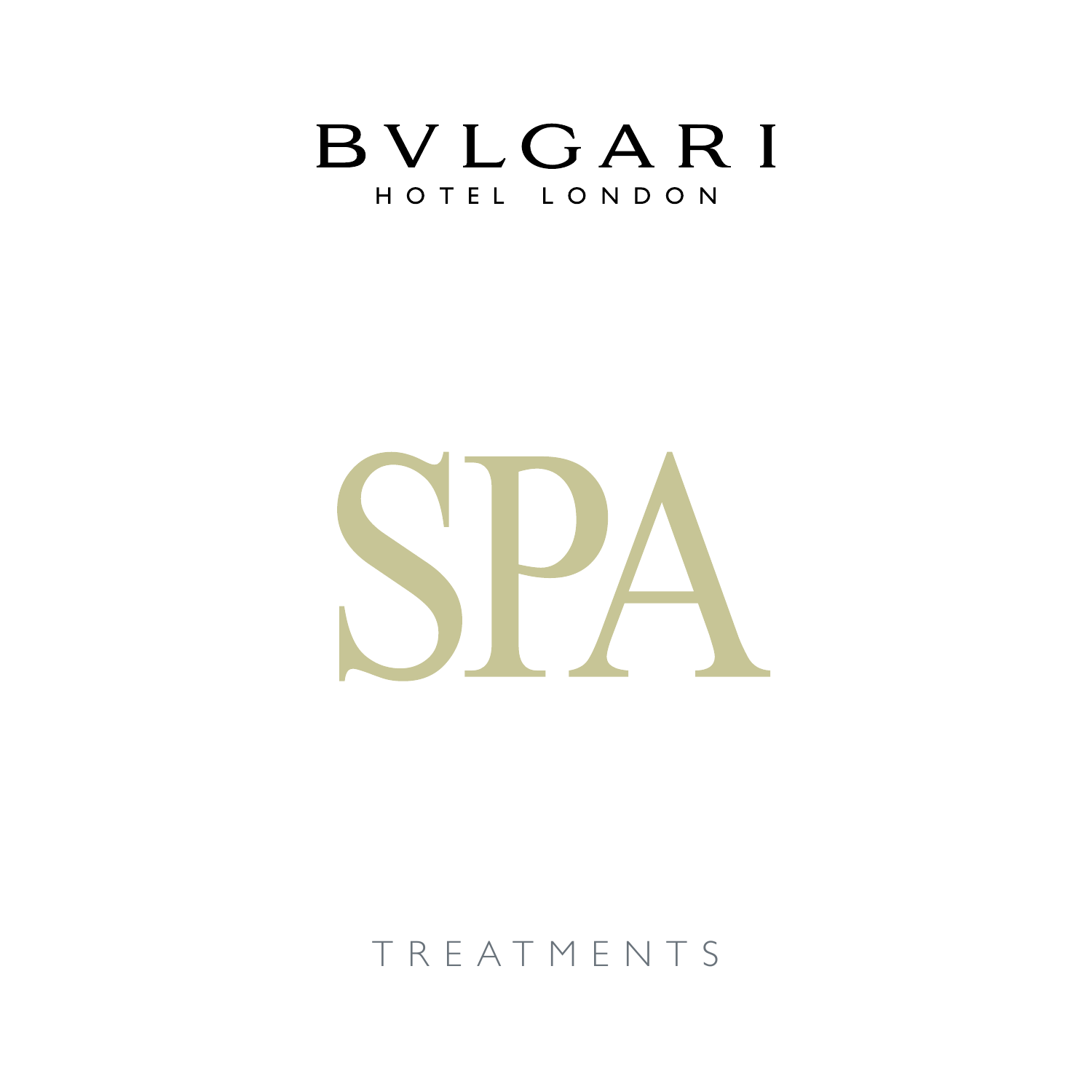# BVLGARI

HOTEL LONDON

# SPA

TREATMENTS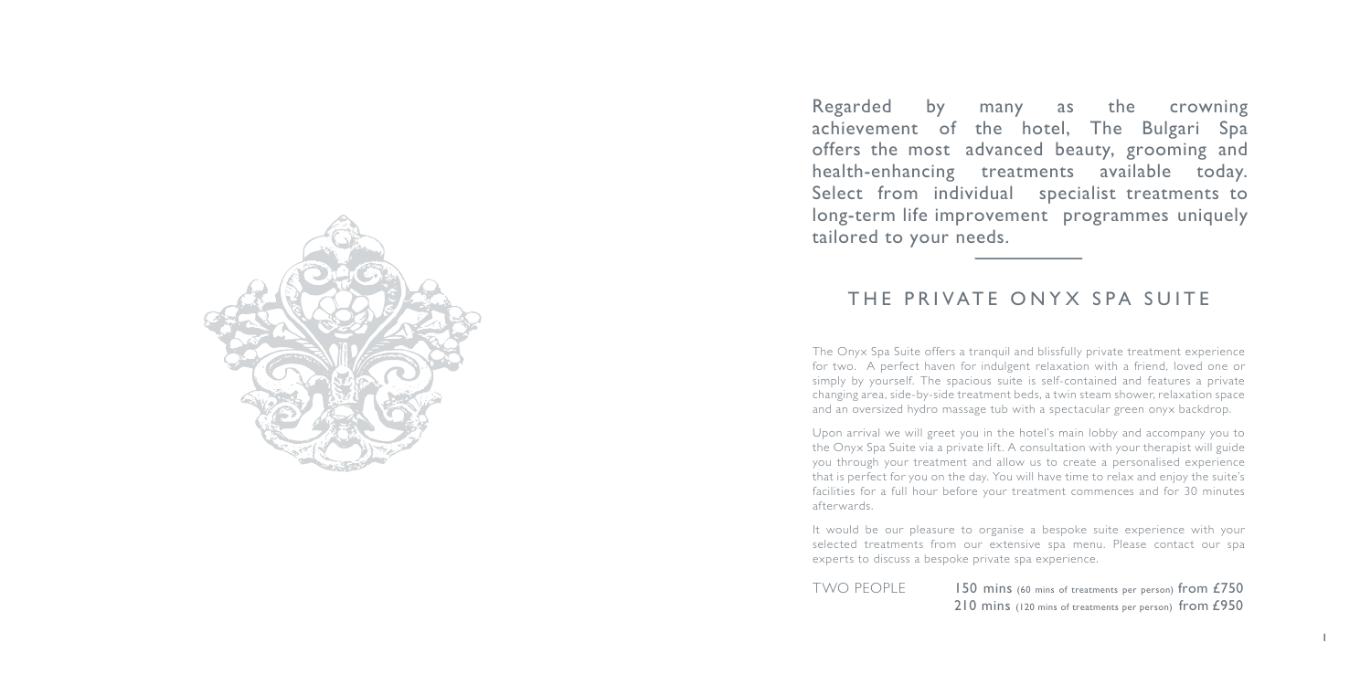Regarded by many as the crowning achievement of the hotel, The Bulgari Spa offers the most advanced beauty, grooming and health-enhancing treatments available today. Select from individual specialist treatments to long-term life improvement programmes uniquely tailored to your needs.

## THE PRIVATE ONYX SPA SUITE

The Onyx Spa Suite offers a tranquil and blissfully private treatment experience for two. A perfect haven for indulgent relaxation with a friend, loved one or simply by yourself. The spacious suite is self-contained and features a private changing area, side-by-side treatment beds, a twin steam shower, relaxation space and an oversized hydro massage tub with a spectacular green onyx backdrop.

Upon arrival we will greet you in the hotel's main lobby and accompany you to the Onyx Spa Suite via a private lift. A consultation with your therapist will guide you through your treatment and allow us to create a personalised experience that is perfect for you on the day. You will have time to relax and enjoy the suite's facilities for a full hour before your treatment commences and for 30 minutes afterwards.

It would be our pleasure to organise a bespoke suite experience with your selected treatments from our extensive spa menu. Please contact our spa experts to discuss a bespoke private spa experience.

TWO PEOPLE
150 mins (60 mins of treatments per person) from £750
210 mins (120 mins of treatments per person) from £950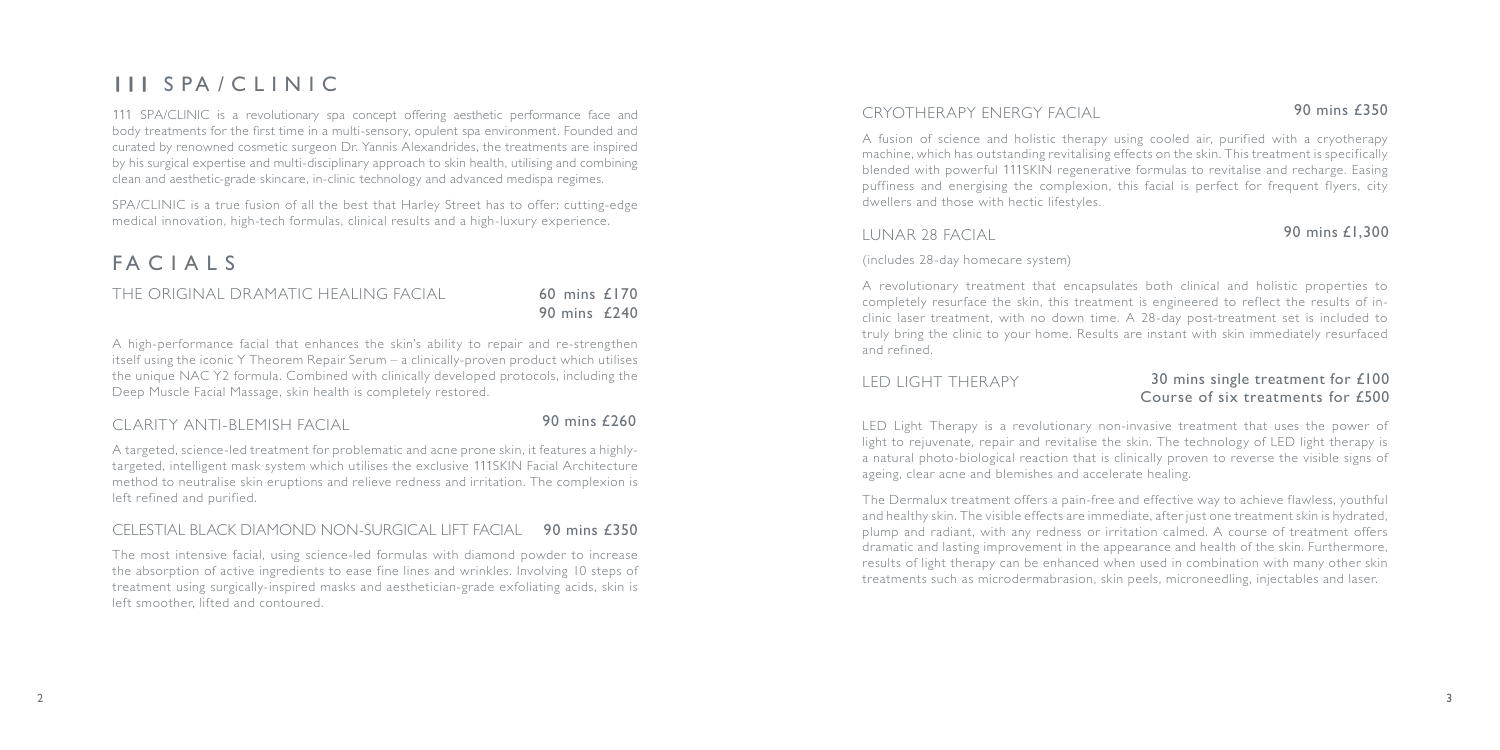# 111 SPA/CLINIC

111 SPA/CLINIC is a revolutionary spa concept offering aesthetic performance face and body treatments for the first time in a multi-sensory, opulent spa environment. Founded and curated by renowned cosmetic surgeon Dr. Yannis Alexandrides, the treatments are inspired by his surgical expertise and multi-disciplinary approach to skin health, utilising and combining clean and aesthetic-grade skincare, in-clinic technology and advanced medispa regimes.

SPA/CLINIC is a true fusion of all the best that Harley Street has to offer: cutting-edge medical innovation, high-tech formulas, clinical results and a high-luxury experience.

# FACIALS

## THE ORIGINAL DRAMATIC HEALING FACIAL

**60 mins £170**
**90 mins £240**

A high-performance facial that enhances the skin's ability to repair and re-strengthen itself using the iconic Y Theorem Repair Serum – a clinically-proven product which utilises the unique NAC Y2 formula. Combined with clinically developed protocols, including the Deep Muscle Facial Massage, skin health is completely restored.

## CLARITY ANTI-BLEMISH FACIAL

**90 mins £260**

A targeted, science-led treatment for problematic and acne prone skin, it features a highly-targeted, intelligent mask system which utilises the exclusive 111SKIN Facial Architecture method to neutralise skin eruptions and relieve redness and irritation. The complexion is left refined and purified.

## CELESTIAL BLACK DIAMOND NON-SURGICAL LIFT FACIAL

**90 mins £350**

The most intensive facial, using science-led formulas with diamond powder to increase the absorption of active ingredients to ease fine lines and wrinkles. Involving 10 steps of treatment using surgically-inspired masks and aesthetician-grade exfoliating acids, skin is left smoother, lifted and contoured.

## CRYOTHERAPY ENERGY FACIAL

**90 mins £350**

A fusion of science and holistic therapy using cooled air, purified with a cryotherapy machine, which has outstanding revitalising effects on the skin. This treatment is specifically blended with powerful 111SKIN regenerative formulas to revitalise and recharge. Easing puffiness and energising the complexion, this facial is perfect for frequent flyers, city dwellers and those with hectic lifestyles.

## LUNAR 28 FACIAL

**90 mins £1,300**

(includes 28-day homecare system)

A revolutionary treatment that encapsulates both clinical and holistic properties to completely resurface the skin, this treatment is engineered to reflect the results of in-clinic laser treatment, with no down time. A 28-day post-treatment set is included to truly bring the clinic to your home. Results are instant with skin immediately resurfaced and refined.

## LED LIGHT THERAPY

**30 mins single treatment for £100**
**Course of six treatments for £500**

LED Light Therapy is a revolutionary non-invasive treatment that uses the power of light to rejuvenate, repair and revitalise the skin. The technology of LED light therapy is a natural photo-biological reaction that is clinically proven to reverse the visible signs of ageing, clear acne and blemishes and accelerate healing.

The Dermalux treatment offers a pain-free and effective way to achieve flawless, youthful and healthy skin. The visible effects are immediate, after just one treatment skin is hydrated, plump and radiant, with any redness or irritation calmed. A course of treatment offers dramatic and lasting improvement in the appearance and health of the skin. Furthermore, results of light therapy can be enhanced when used in combination with many other skin treatments such as microdermabrasion, skin peels, microneedling, injectables and laser.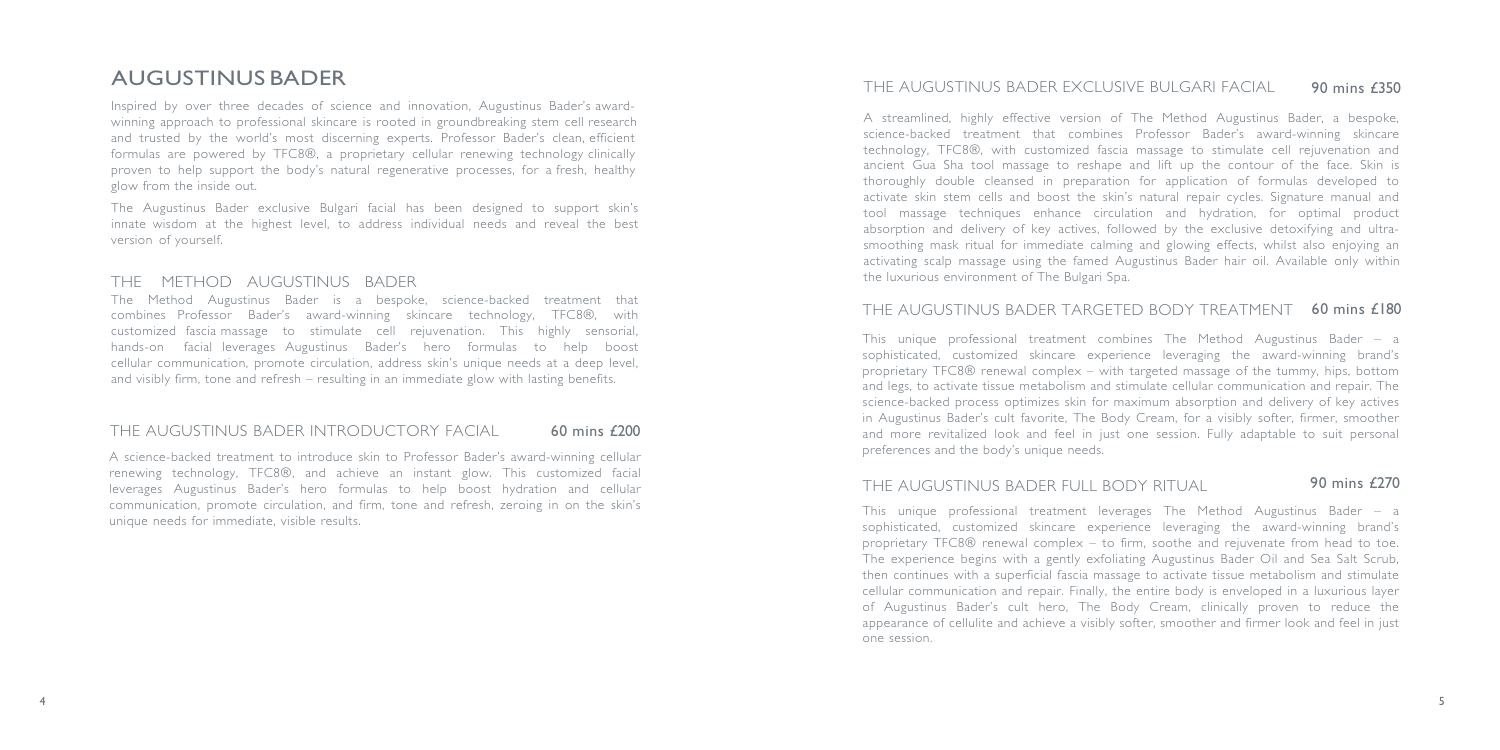# AUGUSTINUS BADER

Inspired by over three decades of science and innovation, Augustinus Bader's award-winning approach to professional skincare is rooted in groundbreaking stem cell research and trusted by the world's most discerning experts. Professor Bader's clean, efficient formulas are powered by TFC8®, a proprietary cellular renewing technology clinically proven to help support the body's natural regenerative processes, for a fresh, healthy glow from the inside out.

The Augustinus Bader exclusive Bulgari facial has been designed to support skin's innate wisdom at the highest level, to address individual needs and reveal the best version of yourself.

## THE METHOD AUGUSTINUS BADER

The Method Augustinus Bader is a bespoke, science-backed treatment that combines Professor Bader's award-winning skincare technology, TFC8®, with customized fascia massage to stimulate cell rejuvenation. This highly sensorial, hands-on facial leverages Augustinus Bader's hero formulas to help boost cellular communication, promote circulation, address skin's unique needs at a deep level, and visibly firm, tone and refresh – resulting in an immediate glow with lasting benefits.

## THE AUGUSTINUS BADER INTRODUCTORY FACIAL — 60 mins £200

A science-backed treatment to introduce skin to Professor Bader's award-winning cellular renewing technology, TFC8®, and achieve an instant glow. This customized facial leverages Augustinus Bader's hero formulas to help boost hydration and cellular communication, promote circulation, and firm, tone and refresh, zeroing in on the skin's unique needs for immediate, visible results.

## THE AUGUSTINUS BADER EXCLUSIVE BULGARI FACIAL — 90 mins £350

A streamlined, highly effective version of The Method Augustinus Bader, a bespoke, science-backed treatment that combines Professor Bader's award-winning skincare technology, TFC8®, with customized fascia massage to stimulate cell rejuvenation and ancient Gua Sha tool massage to reshape and lift up the contour of the face. Skin is thoroughly double cleansed in preparation for application of formulas developed to activate skin stem cells and boost the skin's natural repair cycles. Signature manual and tool massage techniques enhance circulation and hydration, for optimal product absorption and delivery of key actives, followed by the exclusive detoxifying and ultra-smoothing mask ritual for immediate calming and glowing effects, whilst also enjoying an activating scalp massage using the famed Augustinus Bader hair oil. Available only within the luxurious environment of The Bulgari Spa.

## THE AUGUSTINUS BADER TARGETED BODY TREATMENT — 60 mins £180

This unique professional treatment combines The Method Augustinus Bader – a sophisticated, customized skincare experience leveraging the award-winning brand's proprietary TFC8® renewal complex – with targeted massage of the tummy, hips, bottom and legs, to activate tissue metabolism and stimulate cellular communication and repair. The science-backed process optimizes skin for maximum absorption and delivery of key actives in Augustinus Bader's cult favorite, The Body Cream, for a visibly softer, firmer, smoother and more revitalized look and feel in just one session. Fully adaptable to suit personal preferences and the body's unique needs.

## THE AUGUSTINUS BADER FULL BODY RITUAL — 90 mins £270

This unique professional treatment leverages The Method Augustinus Bader – a sophisticated, customized skincare experience leveraging the award-winning brand's proprietary TFC8® renewal complex – to firm, soothe and rejuvenate from head to toe. The experience begins with a gently exfoliating Augustinus Bader Oil and Sea Salt Scrub, then continues with a superficial fascia massage to activate tissue metabolism and stimulate cellular communication and repair. Finally, the entire body is enveloped in a luxurious layer of Augustinus Bader's cult hero, The Body Cream, clinically proven to reduce the appearance of cellulite and achieve a visibly softer, smoother and firmer look and feel in just one session.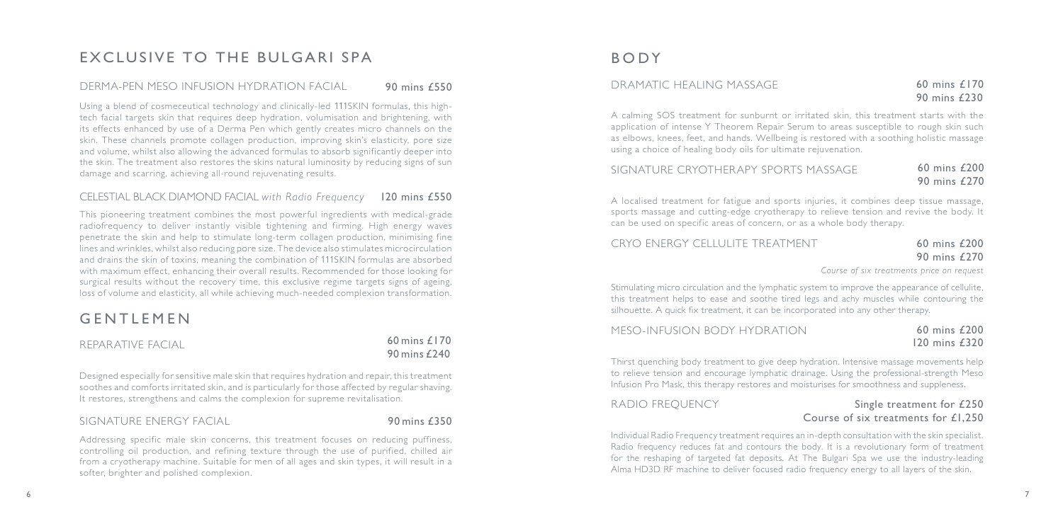# EXCLUSIVE TO THE BULGARI SPA

### DERMA-PEN MESO INFUSION HYDRATION FACIAL

**90 mins £550**

Using a blend of cosmeceutical technology and clinically-led 111SKIN formulas, this high-tech facial targets skin that requires deep hydration, volumisation and brightening, with its effects enhanced by use of a Derma Pen which gently creates micro channels on the skin. These channels promote collagen production, improving skin's elasticity, pore size and volume, whilst also allowing the advanced formulas to absorb significantly deeper into the skin. The treatment also restores the skins natural luminosity by reducing signs of sun damage and scarring, achieving all-round rejuvenating results.

### CELESTIAL BLACK DIAMOND FACIAL *with Radio Frequency*

**120 mins £550**

This pioneering treatment combines the most powerful ingredients with medical-grade radiofrequency to deliver instantly visible tightening and firming. High energy waves penetrate the skin and help to stimulate long-term collagen production, minimising fine lines and wrinkles, whilst also reducing pore size. The device also stimulates microcirculation and drains the skin of toxins, meaning the combination of 111SKIN formulas are absorbed with maximum effect, enhancing their overall results. Recommended for those looking for surgical results without the recovery time, this exclusive regime targets signs of ageing, loss of volume and elasticity, all while achieving much-needed complexion transformation.

# GENTLEMEN

### REPARATIVE FACIAL

**60 mins £170**
**90 mins £240**

Designed especially for sensitive male skin that requires hydration and repair, this treatment soothes and comforts irritated skin, and is particularly for those affected by regular shaving. It restores, strengthens and calms the complexion for supreme revitalisation.

### SIGNATURE ENERGY FACIAL

**90 mins £350**

Addressing specific male skin concerns, this treatment focuses on reducing puffiness, controlling oil production, and refining texture through the use of purified, chilled air from a cryotherapy machine. Suitable for men of all ages and skin types, it will result in a softer, brighter and polished complexion.

# BODY

### DRAMATIC HEALING MASSAGE

**60 mins £170**
**90 mins £230**

A calming SOS treatment for sunburnt or irritated skin, this treatment starts with the application of intense Y Theorem Repair Serum to areas susceptible to rough skin such as elbows, knees, feet, and hands. Wellbeing is restored with a soothing holistic massage using a choice of healing body oils for ultimate rejuvenation.

### SIGNATURE CRYOTHERAPY SPORTS MASSAGE

**60 mins £200**
**90 mins £270**

A localised treatment for fatigue and sports injuries, it combines deep tissue massage, sports massage and cutting-edge cryotherapy to relieve tension and revive the body. It can be used on specific areas of concern, or as a whole body therapy.

### CRYO ENERGY CELLULITE TREATMENT

**60 mins £200**
**90 mins £270**

*Course of six treatments price on request*

Stimulating micro circulation and the lymphatic system to improve the appearance of cellulite, this treatment helps to ease and soothe tired legs and achy muscles while contouring the silhouette. A quick fix treatment, it can be incorporated into any other therapy.

### MESO-INFUSION BODY HYDRATION

**60 mins £200**
**120 mins £320**

Thirst quenching body treatment to give deep hydration. Intensive massage movements help to relieve tension and encourage lymphatic drainage. Using the professional-strength Meso Infusion Pro Mask, this therapy restores and moisturises for smoothness and suppleness.

### RADIO FREQUENCY

**Single treatment for £250**
**Course of six treatments for £1,250**

Individual Radio Frequency treatment requires an in-depth consultation with the skin specialist. Radio frequency reduces fat and contours the body. It is a revolutionary form of treatment for the reshaping of targeted fat deposits. At The Bulgari Spa we use the industry-leading Alma HD3D RF machine to deliver focused radio frequency energy to all layers of the skin.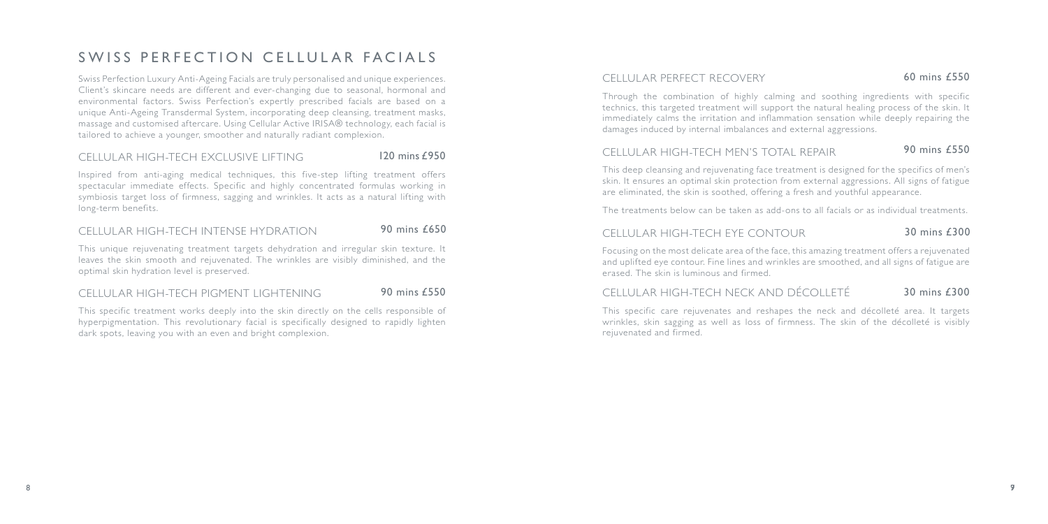# SWISS PERFECTION CELLULAR FACIALS

Swiss Perfection Luxury Anti-Ageing Facials are truly personalised and unique experiences. Client's skincare needs are different and ever-changing due to seasonal, hormonal and environmental factors. Swiss Perfection's expertly prescribed facials are based on a unique Anti-Ageing Transdermal System, incorporating deep cleansing, treatment masks, massage and customised aftercare. Using Cellular Active IRISA® technology, each facial is tailored to achieve a younger, smoother and naturally radiant complexion.

## CELLULAR HIGH-TECH EXCLUSIVE LIFTING — 120 mins £950

Inspired from anti-aging medical techniques, this five-step lifting treatment offers spectacular immediate effects. Specific and highly concentrated formulas working in symbiosis target loss of firmness, sagging and wrinkles. It acts as a natural lifting with long-term benefits.

## CELLULAR HIGH-TECH INTENSE HYDRATION — 90 mins £650

This unique rejuvenating treatment targets dehydration and irregular skin texture. It leaves the skin smooth and rejuvenated. The wrinkles are visibly diminished, and the optimal skin hydration level is preserved.

## CELLULAR HIGH-TECH PIGMENT LIGHTENING — 90 mins £550

This specific treatment works deeply into the skin directly on the cells responsible of hyperpigmentation. This revolutionary facial is specifically designed to rapidly lighten dark spots, leaving you with an even and bright complexion.

## CELLULAR PERFECT RECOVERY — 60 mins £550

Through the combination of highly calming and soothing ingredients with specific technics, this targeted treatment will support the natural healing process of the skin. It immediately calms the irritation and inflammation sensation while deeply repairing the damages induced by internal imbalances and external aggressions.

## CELLULAR HIGH-TECH MEN'S TOTAL REPAIR — 90 mins £550

This deep cleansing and rejuvenating face treatment is designed for the specifics of men's skin. It ensures an optimal skin protection from external aggressions. All signs of fatigue are eliminated, the skin is soothed, offering a fresh and youthful appearance.

The treatments below can be taken as add-ons to all facials or as individual treatments.

## CELLULAR HIGH-TECH EYE CONTOUR — 30 mins £300

Focusing on the most delicate area of the face, this amazing treatment offers a rejuvenated and uplifted eye contour. Fine lines and wrinkles are smoothed, and all signs of fatigue are erased. The skin is luminous and firmed.

## CELLULAR HIGH-TECH NECK AND DÉCOLLETÉ — 30 mins £300

This specific care rejuvenates and reshapes the neck and décolleté area. It targets wrinkles, skin sagging as well as loss of firmness. The skin of the décolleté is visibly rejuvenated and firmed.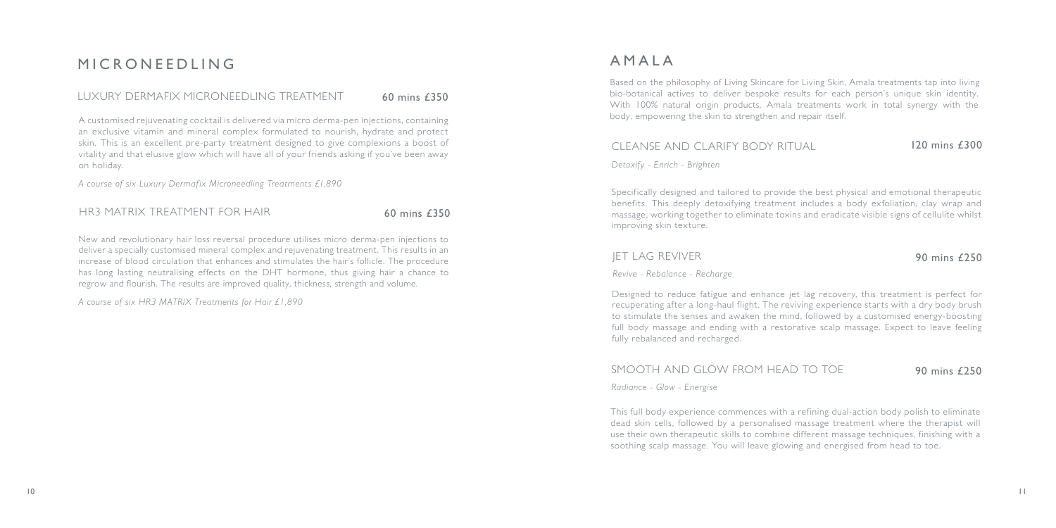# MICRONEEDLING

## LUXURY DERMAFIX MICRONEEDLING TREATMENT — 60 mins £350

A customised rejuvenating cocktail is delivered via micro derma-pen injections, containing an exclusive vitamin and mineral complex formulated to nourish, hydrate and protect skin. This is an excellent pre-party treatment designed to give complexions a boost of vitality and that elusive glow which will have all of your friends asking if you've been away on holiday.

*A course of six Luxury Dermafix Microneedling Treatments £1,890*

## HR3 MATRIX TREATMENT FOR HAIR — 60 mins £350

New and revolutionary hair loss reversal procedure utilises micro derma-pen injections to deliver a specially customised mineral complex and rejuvenating treatment. This results in an increase of blood circulation that enhances and stimulates the hair's follicle. The procedure has long lasting neutralising effects on the DHT hormone, thus giving hair a chance to regrow and flourish. The results are improved quality, thickness, strength and volume.

*A course of six HR3 MATRIX Treatments for Hair £1,890*

# AMALA

Based on the philosophy of Living Skincare for Living Skin, Amala treatments tap into living bio-botanical actives to deliver bespoke results for each person's unique skin identity. With 100% natural origin products, Amala treatments work in total synergy with the body, empowering the skin to strengthen and repair itself.

## CLEANSE AND CLARIFY BODY RITUAL — 120 mins £300

*Detoxify - Enrich - Brighten*

Specifically designed and tailored to provide the best physical and emotional therapeutic benefits. This deeply detoxifying treatment includes a body exfoliation, clay wrap and massage, working together to eliminate toxins and eradicate visible signs of cellulite whilst improving skin texture.

## JET LAG REVIVER — 90 mins £250

*Revive - Rebalance - Recharge*

Designed to reduce fatigue and enhance jet lag recovery, this treatment is perfect for recuperating after a long-haul flight. The reviving experience starts with a dry body brush to stimulate the senses and awaken the mind, followed by a customised energy-boosting full body massage and ending with a restorative scalp massage. Expect to leave feeling fully rebalanced and recharged.

## SMOOTH AND GLOW FROM HEAD TO TOE — 90 mins £250

*Radiance - Glow - Energise*

This full body experience commences with a refining dual-action body polish to eliminate dead skin cells, followed by a personalised massage treatment where the therapist will use their own therapeutic skills to combine different massage techniques, finishing with a soothing scalp massage. You will leave glowing and energised from head to toe.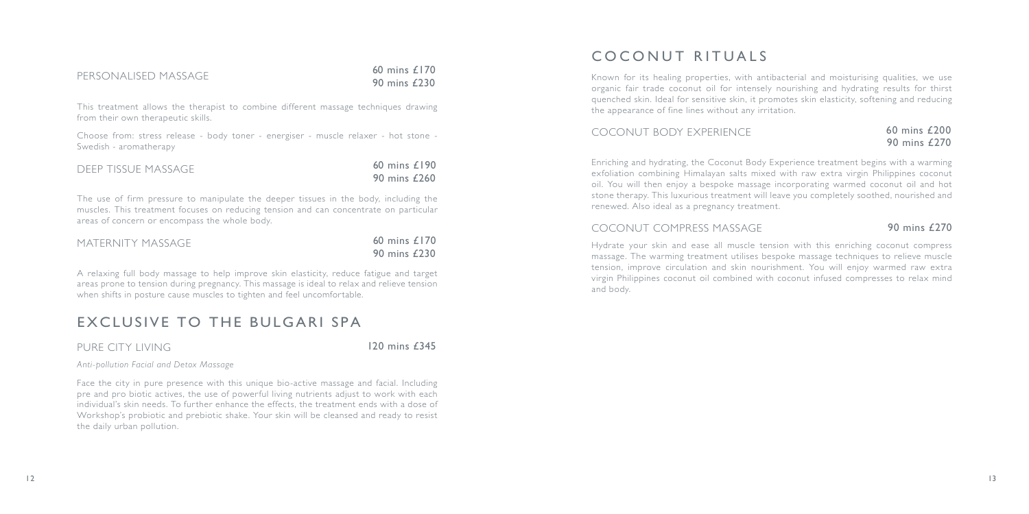### PERSONALISED MASSAGE

60 mins £170
90 mins £230

This treatment allows the therapist to combine different massage techniques drawing from their own therapeutic skills.

Choose from: stress release - body toner - energiser - muscle relaxer - hot stone - Swedish - aromatherapy

### DEEP TISSUE MASSAGE

60 mins £190
90 mins £260

The use of firm pressure to manipulate the deeper tissues in the body, including the muscles. This treatment focuses on reducing tension and can concentrate on particular areas of concern or encompass the whole body.

### MATERNITY MASSAGE

60 mins £170
90 mins £230

A relaxing full body massage to help improve skin elasticity, reduce fatigue and target areas prone to tension during pregnancy. This massage is ideal to relax and relieve tension when shifts in posture cause muscles to tighten and feel uncomfortable.

## EXCLUSIVE TO THE BULGARI SPA

### PURE CITY LIVING

120 mins £345

*Anti-pollution Facial and Detox Massage*

Face the city in pure presence with this unique bio-active massage and facial. Including pre and pro biotic actives, the use of powerful living nutrients adjust to work with each individual's skin needs. To further enhance the effects, the treatment ends with a dose of Workshop's probiotic and prebiotic shake. Your skin will be cleansed and ready to resist the daily urban pollution.

## COCONUT RITUALS

Known for its healing properties, with antibacterial and moisturising qualities, we use organic fair trade coconut oil for intensely nourishing and hydrating results for thirst quenched skin. Ideal for sensitive skin, it promotes skin elasticity, softening and reducing the appearance of fine lines without any irritation.

### COCONUT BODY EXPERIENCE

60 mins £200
90 mins £270

Enriching and hydrating, the Coconut Body Experience treatment begins with a warming exfoliation combining Himalayan salts mixed with raw extra virgin Philippines coconut oil. You will then enjoy a bespoke massage incorporating warmed coconut oil and hot stone therapy. This luxurious treatment will leave you completely soothed, nourished and renewed. Also ideal as a pregnancy treatment.

### COCONUT COMPRESS MASSAGE

90 mins £270

Hydrate your skin and ease all muscle tension with this enriching coconut compress massage. The warming treatment utilises bespoke massage techniques to relieve muscle tension, improve circulation and skin nourishment. You will enjoy warmed raw extra virgin Philippines coconut oil combined with coconut infused compresses to relax mind and body.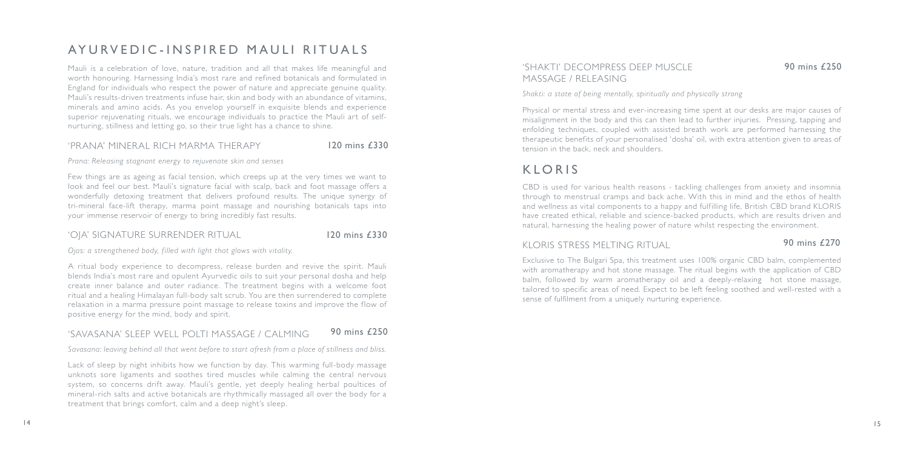# AYURVEDIC-INSPIRED MAULI RITUALS

Mauli is a celebration of love, nature, tradition and all that makes life meaningful and worth honouring. Harnessing India's most rare and refined botanicals and formulated in England for individuals who respect the power of nature and appreciate genuine quality. Mauli's results-driven treatments infuse hair, skin and body with an abundance of vitamins, minerals and amino acids. As you envelop yourself in exquisite blends and experience superior rejuvenating rituals, we encourage individuals to practice the Mauli art of self-nurturing, stillness and letting go, so their true light has a chance to shine.

## 'PRANA' MINERAL RICH MARMA THERAPY — 120 mins £330

*Prana: Releasing stagnant energy to rejuvenate skin and senses*

Few things are as ageing as facial tension, which creeps up at the very times we want to look and feel our best. Mauli's signature facial with scalp, back and foot massage offers a wonderfully detoxing treatment that delivers profound results. The unique synergy of tri-mineral face-lift therapy, marma point massage and nourishing botanicals taps into your immense reservoir of energy to bring incredibly fast results.

## 'OJA' SIGNATURE SURRENDER RITUAL — 120 mins £330

*Ojas: a strengthened body, filled with light that glows with vitality.*

A ritual body experience to decompress, release burden and revive the spirit. Mauli blends India's most rare and opulent Ayurvedic oils to suit your personal dosha and help create inner balance and outer radiance. The treatment begins with a welcome foot ritual and a healing Himalayan full-body salt scrub. You are then surrendered to complete relaxation in a marma pressure point massage to release toxins and improve the flow of positive energy for the mind, body and spirit.

## 'SAVASANA' SLEEP WELL POLTI MASSAGE / CALMING — 90 mins £250

*Savasana: leaving behind all that went before to start afresh from a place of stillness and bliss.*

Lack of sleep by night inhibits how we function by day. This warming full-body massage unknots sore ligaments and soothes tired muscles while calming the central nervous system, so concerns drift away. Mauli's gentle, yet deeply healing herbal poultices of mineral-rich salts and active botanicals are rhythmically massaged all over the body for a treatment that brings comfort, calm and a deep night's sleep.

## 'SHAKTI' DECOMPRESS DEEP MUSCLE MASSAGE / RELEASING — 90 mins £250

*Shakti: a state of being mentally, spiritually and physically strong*

Physical or mental stress and ever-increasing time spent at our desks are major causes of misalignment in the body and this can then lead to further injuries. Pressing, tapping and enfolding techniques, coupled with assisted breath work are performed harnessing the therapeutic benefits of your personalised 'dosha' oil, with extra attention given to areas of tension in the back, neck and shoulders.

# KLORIS

CBD is used for various health reasons - tackling challenges from anxiety and insomnia through to menstrual cramps and back ache. With this in mind and the ethos of health and wellness as vital components to a happy and fulfilling life, British CBD brand KLORIS have created ethical, reliable and science-backed products, which are results driven and natural, harnessing the healing power of nature whilst respecting the environment.

## KLORIS STRESS MELTING RITUAL — 90 mins £270

Exclusive to The Bulgari Spa, this treatment uses 100% organic CBD balm, complemented with aromatherapy and hot stone massage. The ritual begins with the application of CBD balm, followed by warm aromatherapy oil and a deeply-relaxing hot stone massage, tailored to specific areas of need. Expect to be left feeling soothed and well-rested with a sense of fulfilment from a uniquely nurturing experience.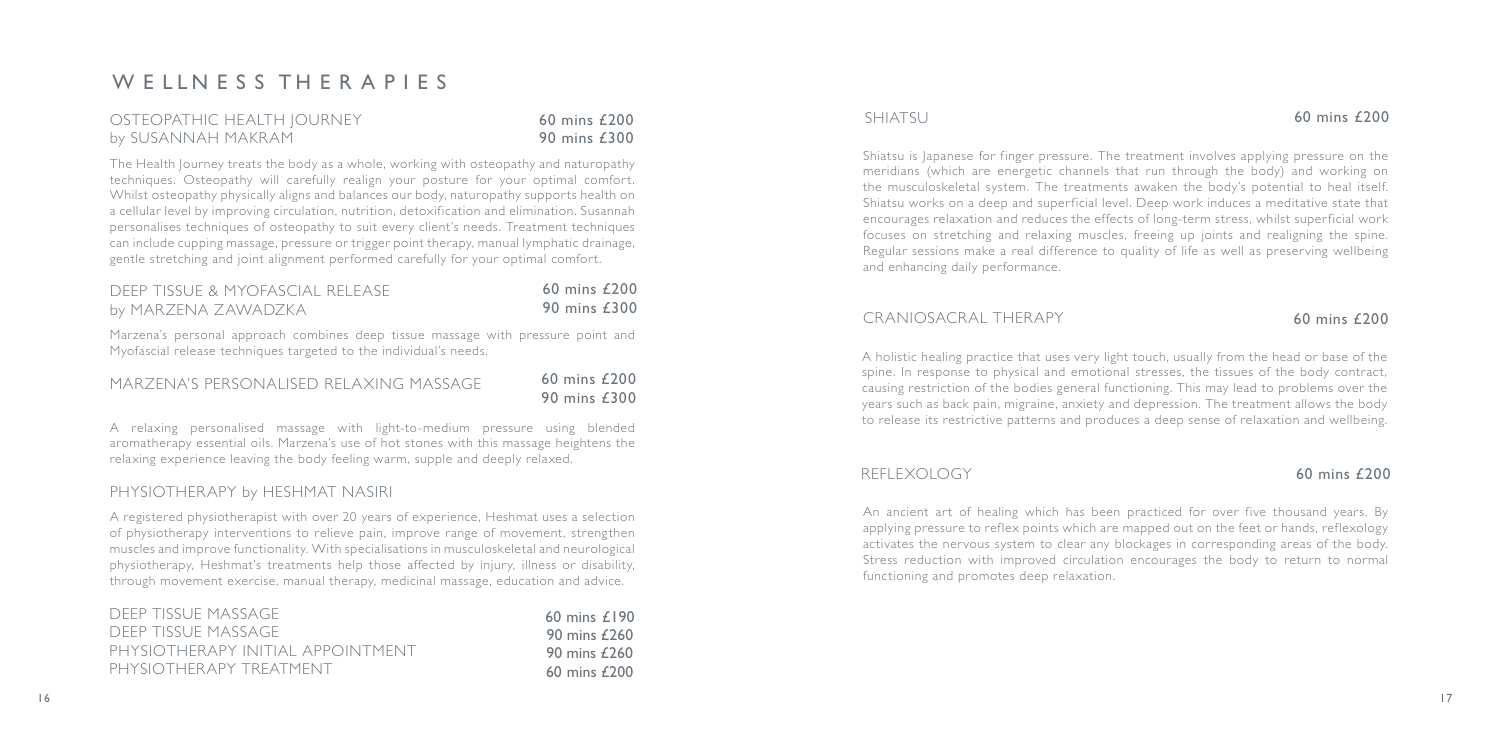# WELLNESS THERAPIES

## OSTEOPATHIC HEALTH JOURNEY by SUSANNAH MAKRAM

60 mins £200
90 mins £300

The Health Journey treats the body as a whole, working with osteopathy and naturopathy techniques. Osteopathy will carefully realign your posture for your optimal comfort. Whilst osteopathy physically aligns and balances our body, naturopathy supports health on a cellular level by improving circulation, nutrition, detoxification and elimination. Susannah personalises techniques of osteopathy to suit every client's needs. Treatment techniques can include cupping massage, pressure or trigger point therapy, manual lymphatic drainage, gentle stretching and joint alignment performed carefully for your optimal comfort.

## DEEP TISSUE & MYOFASCIAL RELEASE by MARZENA ZAWADZKA

60 mins £200
90 mins £300

Marzena's personal approach combines deep tissue massage with pressure point and Myofascial release techniques targeted to the individual's needs.

## MARZENA'S PERSONALISED RELAXING MASSAGE

60 mins £200
90 mins £300

A relaxing personalised massage with light-to-medium pressure using blended aromatherapy essential oils. Marzena's use of hot stones with this massage heightens the relaxing experience leaving the body feeling warm, supple and deeply relaxed.

## PHYSIOTHERAPY by HESHMAT NASIRI

A registered physiotherapist with over 20 years of experience, Heshmat uses a selection of physiotherapy interventions to relieve pain, improve range of movement, strengthen muscles and improve functionality. With specialisations in musculoskeletal and neurological physiotherapy, Heshmat's treatments help those affected by injury, illness or disability, through movement exercise, manual therapy, medicinal massage, education and advice.

| | |
|---|---|
| DEEP TISSUE MASSAGE | 60 mins £190 |
| DEEP TISSUE MASSAGE | 90 mins £260 |
| PHYSIOTHERAPY INITIAL APPOINTMENT | 90 mins £260 |
| PHYSIOTHERAPY TREATMENT | 60 mins £200 |

## SHIATSU

60 mins £200

Shiatsu is Japanese for finger pressure. The treatment involves applying pressure on the meridians (which are energetic channels that run through the body) and working on the musculoskeletal system. The treatments awaken the body's potential to heal itself. Shiatsu works on a deep and superficial level. Deep work induces a meditative state that encourages relaxation and reduces the effects of long-term stress, whilst superficial work focuses on stretching and relaxing muscles, freeing up joints and realigning the spine. Regular sessions make a real difference to quality of life as well as preserving wellbeing and enhancing daily performance.

## CRANIOSACRAL THERAPY

60 mins £200

A holistic healing practice that uses very light touch, usually from the head or base of the spine. In response to physical and emotional stresses, the tissues of the body contract, causing restriction of the bodies general functioning. This may lead to problems over the years such as back pain, migraine, anxiety and depression. The treatment allows the body to release its restrictive patterns and produces a deep sense of relaxation and wellbeing.

## REFLEXOLOGY

60 mins £200

An ancient art of healing which has been practiced for over five thousand years. By applying pressure to reflex points which are mapped out on the feet or hands, reflexology activates the nervous system to clear any blockages in corresponding areas of the body. Stress reduction with improved circulation encourages the body to return to normal functioning and promotes deep relaxation.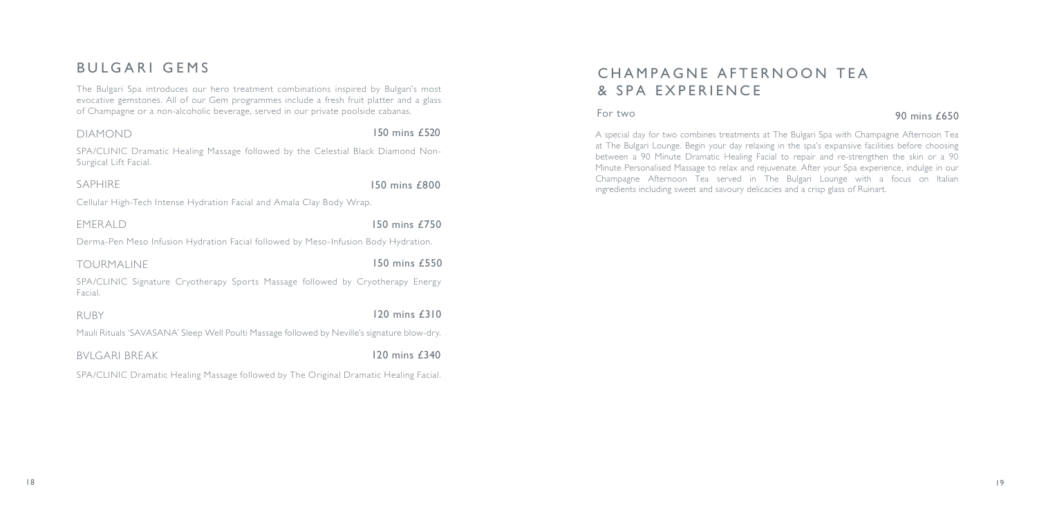## BULGARI GEMS

The Bulgari Spa introduces our hero treatment combinations inspired by Bulgari's most evocative gemstones. All of our Gem programmes include a fresh fruit platter and a glass of Champagne or a non-alcoholic beverage, served in our private poolside cabanas.

### DIAMOND

150 mins £520

SPA/CLINIC Dramatic Healing Massage followed by the Celestial Black Diamond Non-Surgical Lift Facial.

### SAPHIRE

150 mins £800

Cellular High-Tech Intense Hydration Facial and Amala Clay Body Wrap.

### EMERALD

150 mins £750

Derma-Pen Meso Infusion Hydration Facial followed by Meso-Infusion Body Hydration.

### TOURMALINE

150 mins £550

SPA/CLINIC Signature Cryotherapy Sports Massage followed by Cryotherapy Energy Facial.

### RUBY

120 mins £310

Mauli Rituals 'SAVASANA' Sleep Well Poulti Massage followed by Neville's signature blow-dry.

### BVLGARI BREAK

120 mins £340

SPA/CLINIC Dramatic Healing Massage followed by The Original Dramatic Healing Facial.

## CHAMPAGNE AFTERNOON TEA & SPA EXPERIENCE

For two

90 mins £650

A special day for two combines treatments at The Bulgari Spa with Champagne Afternoon Tea at The Bulgari Lounge. Begin your day relaxing in the spa's expansive facilities before choosing between a 90 Minute Dramatic Healing Facial to repair and re-strengthen the skin or a 90 Minute Personalised Massage to relax and rejuvenate. After your Spa experience, indulge in our Champagne Afternoon Tea served in The Bulgari Lounge with a focus on Italian ingredients including sweet and savoury delicacies and a crisp glass of Ruinart.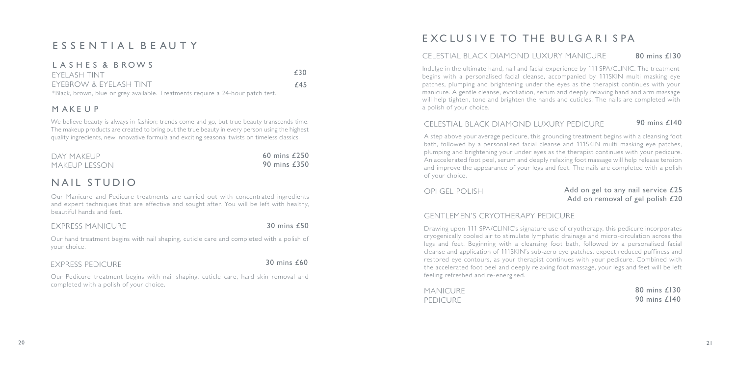# ESSENTIAL BEAUTY

## LASHES & BROWS

| | |
|---|---|
| EYELASH TINT | £30 |
| EYEBROW & EYELASH TINT | £45 |

*Black, brown, blue or grey available. Treatments require a 24-hour patch test.

## MAKEUP

We believe beauty is always in fashion; trends come and go, but true beauty transcends time. The makeup products are created to bring out the true beauty in every person using the highest quality ingredients, new innovative formula and exciting seasonal twists on timeless classics.

| | |
|---|---|
| DAY MAKEUP | 60 mins £250 |
| MAKEUP LESSON | 90 mins £350 |

# NAIL STUDIO

Our Manicure and Pedicure treatments are carried out with concentrated ingredients and expert techniques that are effective and sought after. You will be left with healthy, beautiful hands and feet.

### EXPRESS MANICURE — 30 mins £50

Our hand treatment begins with nail shaping, cuticle care and completed with a polish of your choice.

### EXPRESS PEDICURE — 30 mins £60

Our Pedicure treatment begins with nail shaping, cuticle care, hard skin removal and completed with a polish of your choice.

# EXCLUSIVE TO THE BULGARI SPA

### CELESTIAL BLACK DIAMOND LUXURY MANICURE — 80 mins £130

Indulge in the ultimate hand, nail and facial experience by 111 SPA/CLINIC. The treatment begins with a personalised facial cleanse, accompanied by 111SKIN multi masking eye patches, plumping and brightening under the eyes as the therapist continues with your manicure. A gentle cleanse, exfoliation, serum and deeply relaxing hand and arm massage will help tighten, tone and brighten the hands and cuticles. The nails are completed with a polish of your choice.

### CELESTIAL BLACK DIAMOND LUXURY PEDICURE — 90 mins £140

A step above your average pedicure, this grounding treatment begins with a cleansing foot bath, followed by a personalised facial cleanse and 111SKIN multi masking eye patches, plumping and brightening your under eyes as the therapist continues with your pedicure. An accelerated foot peel, serum and deeply relaxing foot massage will help release tension and improve the appearance of your legs and feet. The nails are completed with a polish of your choice.

### OPI GEL POLISH

Add on gel to any nail service £25
Add on removal of gel polish £20

### GENTLEMEN'S CRYOTHERAPY PEDICURE

Drawing upon 111 SPA/CLINIC's signature use of cryotherapy, this pedicure incorporates cryogenically cooled air to stimulate lymphatic drainage and micro-circulation across the legs and feet. Beginning with a cleansing foot bath, followed by a personalised facial cleanse and application of 111SKIN's sub-zero eye patches, expect reduced puffiness and restored eye contours, as your therapist continues with your pedicure. Combined with the accelerated foot peel and deeply relaxing foot massage, your legs and feet will be left feeling refreshed and re-energised.

| | |
|---|---|
| MANICURE | 80 mins £130 |
| PEDICURE | 90 mins £140 |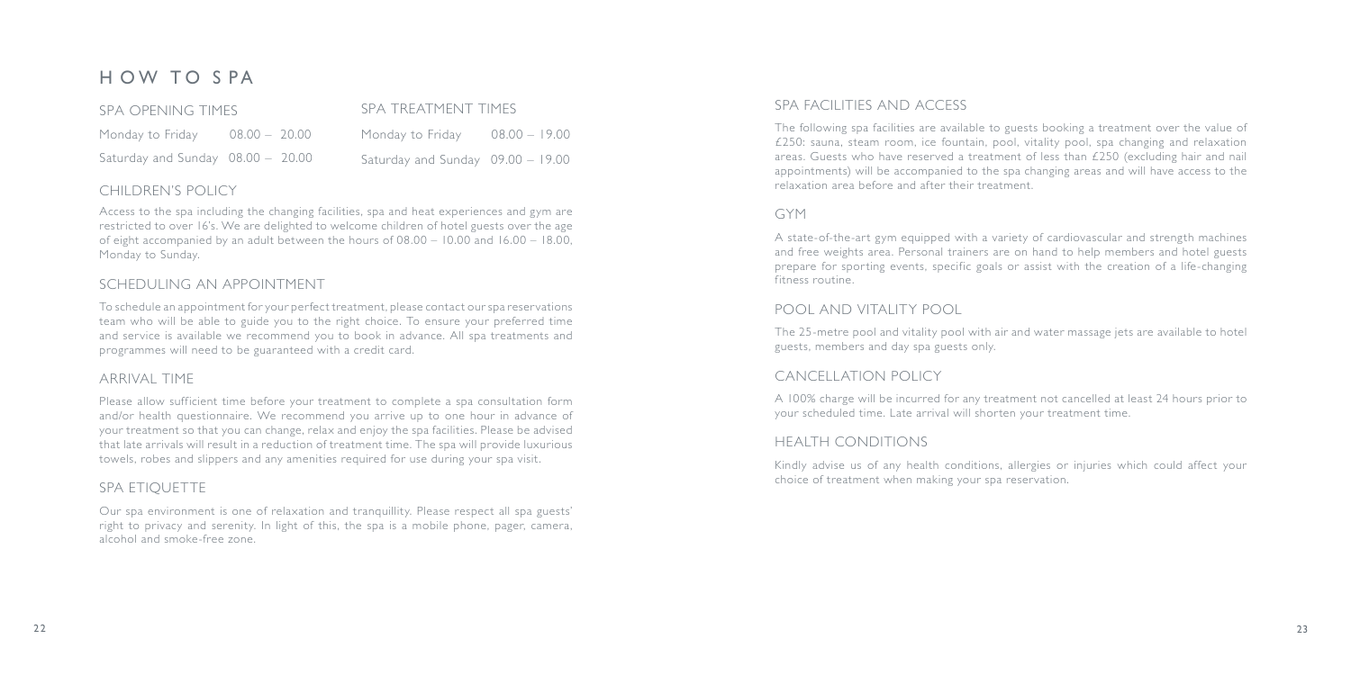# HOW TO SPA

## SPA OPENING TIMES

| | |
|---|---|
| Monday to Friday | 08.00 – 20.00 |
| Saturday and Sunday | 08.00 – 20.00 |

## SPA TREATMENT TIMES

| | |
|---|---|
| Monday to Friday | 08.00 – 19.00 |
| Saturday and Sunday | 09.00 – 19.00 |

## CHILDREN'S POLICY

Access to the spa including the changing facilities, spa and heat experiences and gym are restricted to over 16's. We are delighted to welcome children of hotel guests over the age of eight accompanied by an adult between the hours of 08.00 – 10.00 and 16.00 – 18.00, Monday to Sunday.

## SCHEDULING AN APPOINTMENT

To schedule an appointment for your perfect treatment, please contact our spa reservations team who will be able to guide you to the right choice. To ensure your preferred time and service is available we recommend you to book in advance. All spa treatments and programmes will need to be guaranteed with a credit card.

## ARRIVAL TIME

Please allow sufficient time before your treatment to complete a spa consultation form and/or health questionnaire. We recommend you arrive up to one hour in advance of your treatment so that you can change, relax and enjoy the spa facilities. Please be advised that late arrivals will result in a reduction of treatment time. The spa will provide luxurious towels, robes and slippers and any amenities required for use during your spa visit.

## SPA ETIQUETTE

Our spa environment is one of relaxation and tranquillity. Please respect all spa guests' right to privacy and serenity. In light of this, the spa is a mobile phone, pager, camera, alcohol and smoke-free zone.

## SPA FACILITIES AND ACCESS

The following spa facilities are available to guests booking a treatment over the value of £250: sauna, steam room, ice fountain, pool, vitality pool, spa changing and relaxation areas. Guests who have reserved a treatment of less than £250 (excluding hair and nail appointments) will be accompanied to the spa changing areas and will have access to the relaxation area before and after their treatment.

## GYM

A state-of-the-art gym equipped with a variety of cardiovascular and strength machines and free weights area. Personal trainers are on hand to help members and hotel guests prepare for sporting events, specific goals or assist with the creation of a life-changing fitness routine.

## POOL AND VITALITY POOL

The 25-metre pool and vitality pool with air and water massage jets are available to hotel guests, members and day spa guests only.

## CANCELLATION POLICY

A 100% charge will be incurred for any treatment not cancelled at least 24 hours prior to your scheduled time. Late arrival will shorten your treatment time.

## HEALTH CONDITIONS

Kindly advise us of any health conditions, allergies or injuries which could affect your choice of treatment when making your spa reservation.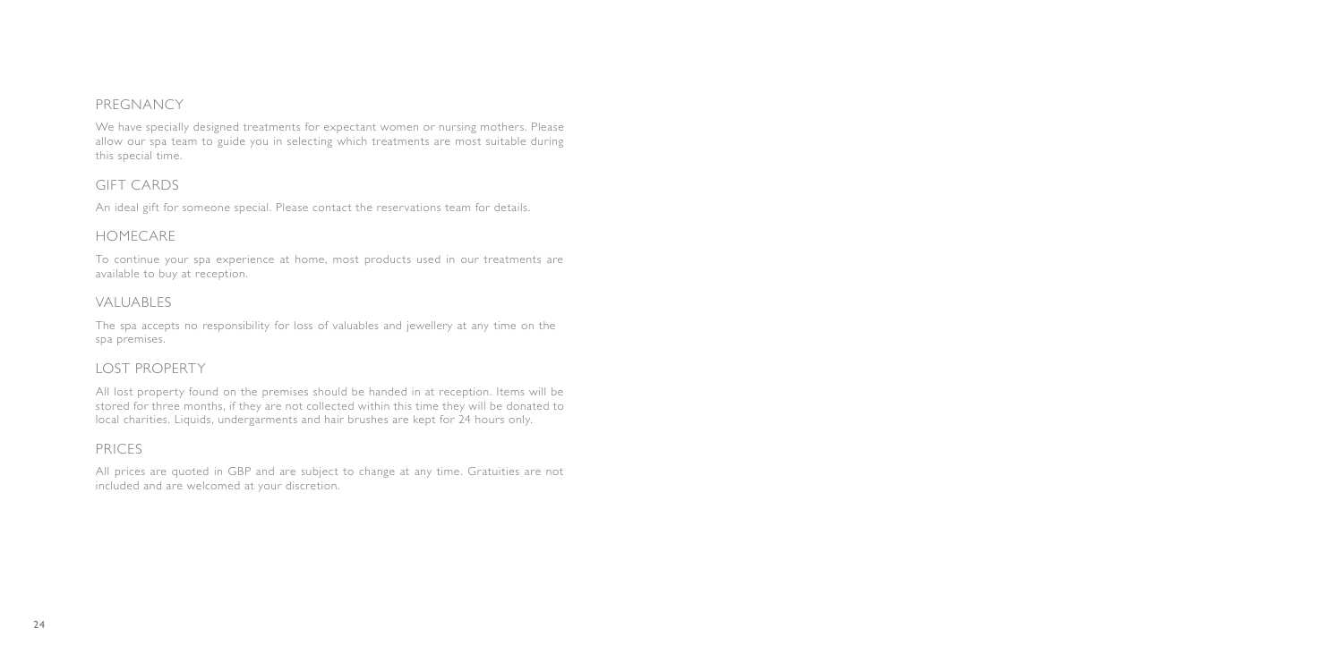## PREGNANCY

We have specially designed treatments for expectant women or nursing mothers. Please allow our spa team to guide you in selecting which treatments are most suitable during this special time.

## GIFT CARDS

An ideal gift for someone special. Please contact the reservations team for details.

## HOMECARE

To continue your spa experience at home, most products used in our treatments are available to buy at reception.

## VALUABLES

The spa accepts no responsibility for loss of valuables and jewellery at any time on the spa premises.

## LOST PROPERTY

All lost property found on the premises should be handed in at reception. Items will be stored for three months, if they are not collected within this time they will be donated to local charities. Liquids, undergarments and hair brushes are kept for 24 hours only.

## PRICES

All prices are quoted in GBP and are subject to change at any time. Gratuities are not included and are welcomed at your discretion.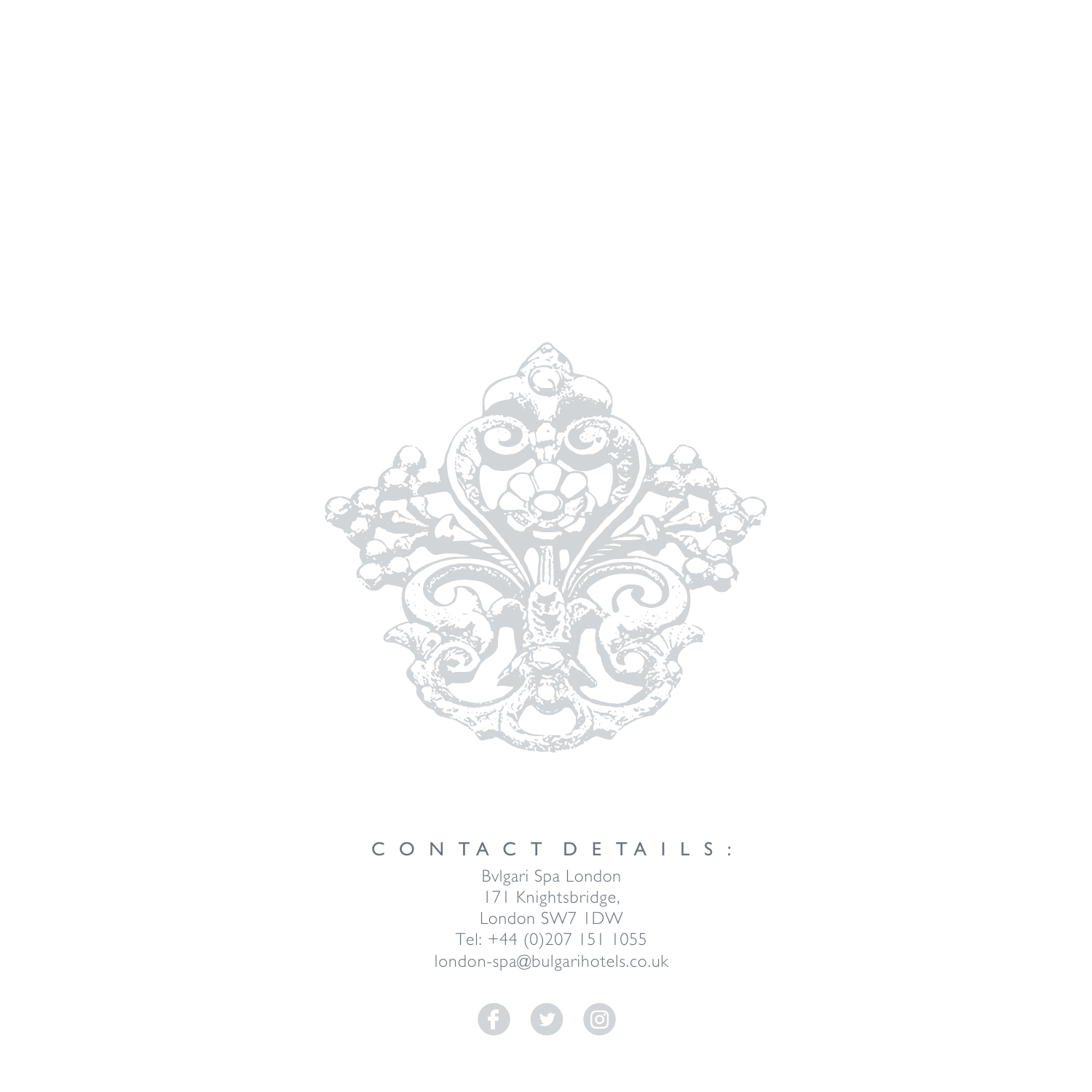## CONTACT DETAILS:

Bvlgari Spa London
171 Knightsbridge,
London SW7 1DW
Tel: +44 (0)207 151 1055
london-spa@bulgarihotels.co.uk